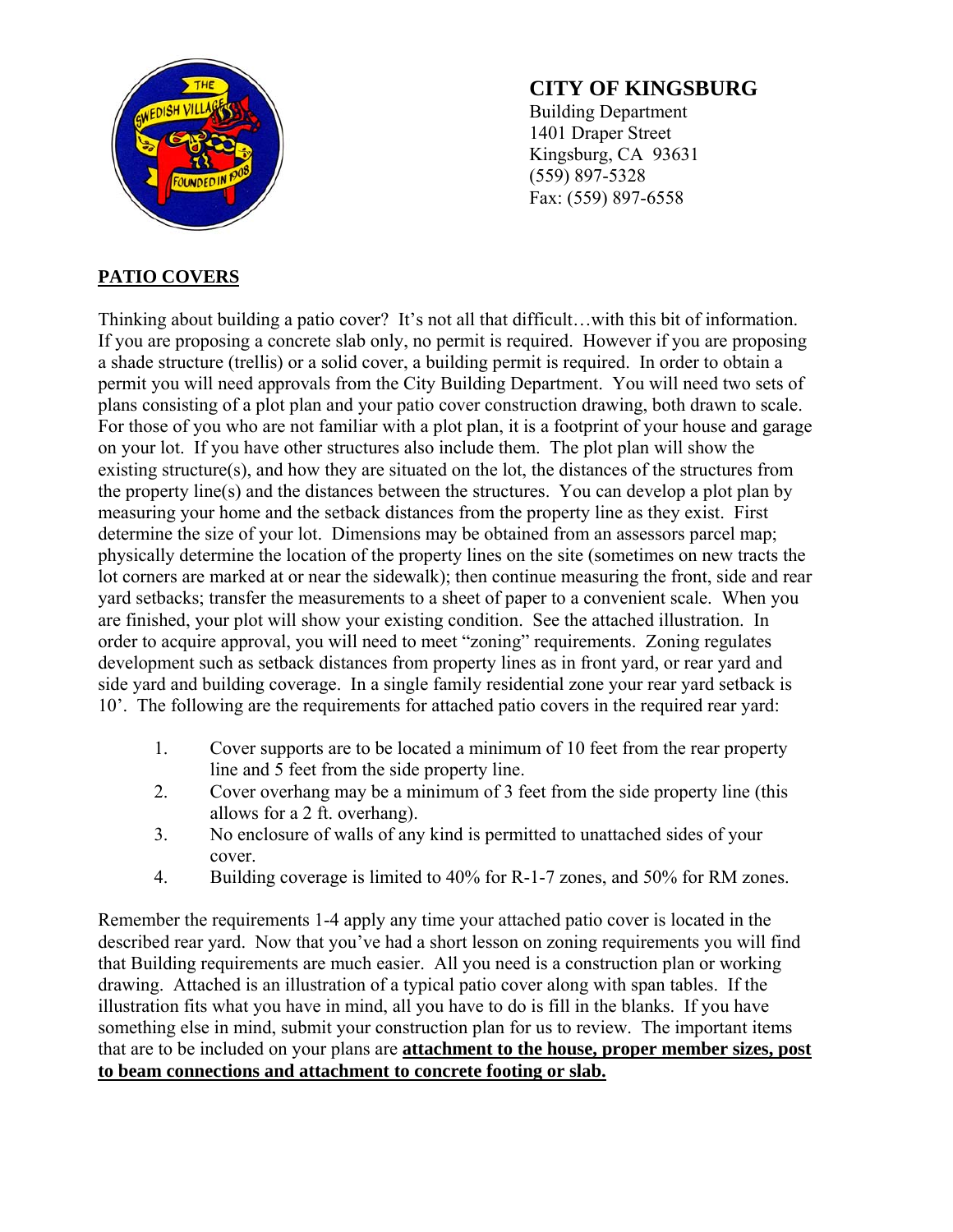**CITY OF KINGSBURG**
Building Department
1401 Draper Street
Kingsburg, CA 93631
(559) 897-5328
Fax: (559) 897-6558

## PATIO COVERS

Thinking about building a patio cover? It's not all that difficult…with this bit of information. If you are proposing a concrete slab only, no permit is required. However if you are proposing a shade structure (trellis) or a solid cover, a building permit is required. In order to obtain a permit you will need approvals from the City Building Department. You will need two sets of plans consisting of a plot plan and your patio cover construction drawing, both drawn to scale. For those of you who are not familiar with a plot plan, it is a footprint of your house and garage on your lot. If you have other structures also include them. The plot plan will show the existing structure(s), and how they are situated on the lot, the distances of the structures from the property line(s) and the distances between the structures. You can develop a plot plan by measuring your home and the setback distances from the property line as they exist. First determine the size of your lot. Dimensions may be obtained from an assessors parcel map; physically determine the location of the property lines on the site (sometimes on new tracts the lot corners are marked at or near the sidewalk); then continue measuring the front, side and rear yard setbacks; transfer the measurements to a sheet of paper to a convenient scale. When you are finished, your plot will show your existing condition. See the attached illustration. In order to acquire approval, you will need to meet "zoning" requirements. Zoning regulates development such as setback distances from property lines as in front yard, or rear yard and side yard and building coverage. In a single family residential zone your rear yard setback is 10'. The following are the requirements for attached patio covers in the required rear yard:

1. Cover supports are to be located a minimum of 10 feet from the rear property line and 5 feet from the side property line.
2. Cover overhang may be a minimum of 3 feet from the side property line (this allows for a 2 ft. overhang).
3. No enclosure of walls of any kind is permitted to unattached sides of your cover.
4. Building coverage is limited to 40% for R-1-7 zones, and 50% for RM zones.

Remember the requirements 1-4 apply any time your attached patio cover is located in the described rear yard. Now that you've had a short lesson on zoning requirements you will find that Building requirements are much easier. All you need is a construction plan or working drawing. Attached is an illustration of a typical patio cover along with span tables. If the illustration fits what you have in mind, all you have to do is fill in the blanks. If you have something else in mind, submit your construction plan for us to review. The important items that are to be included on your plans are **attachment to the house, proper member sizes, post to beam connections and attachment to concrete footing or slab.**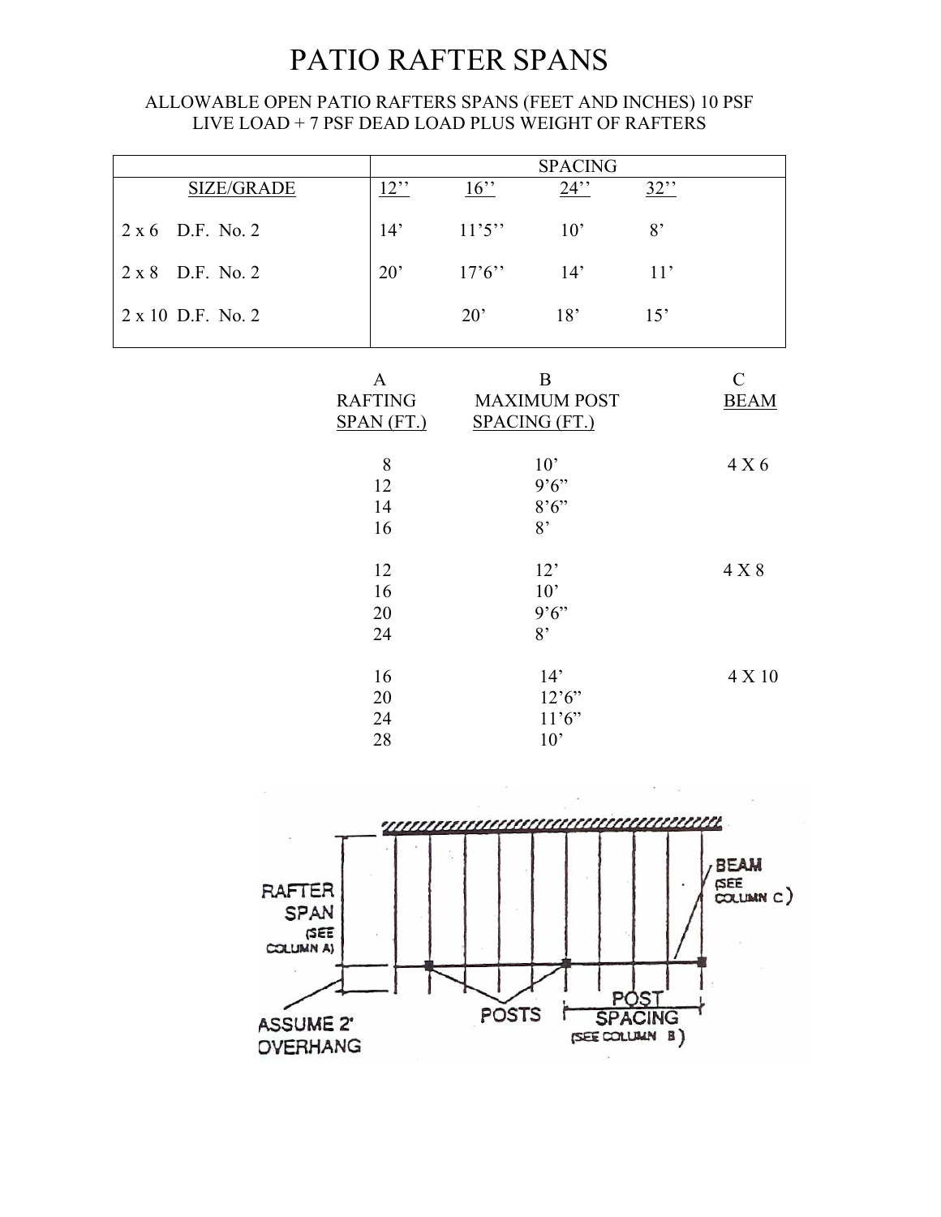# PATIO RAFTER SPANS

ALLOWABLE OPEN PATIO RAFTERS SPANS (FEET AND INCHES) 10 PSF LIVE LOAD + 7 PSF DEAD LOAD PLUS WEIGHT OF RAFTERS

| | SPACING | | | |
|---|---|---|---|---|
| SIZE/GRADE | 12'' | 16'' | 24'' | 32'' |
| 2 x 6 D.F. No. 2 | 14' | 11'5'' | 10' | 8' |
| 2 x 8 D.F. No. 2 | 20' | 17'6'' | 14' | 11' |
| 2 x 10 D.F. No. 2 | | 20' | 18' | 15' |

| A RAFTING SPAN (FT.) | B MAXIMUM POST SPACING (FT.) | C BEAM |
|---|---|---|
| 8 | 10' | 4 X 6 |
| 12 | 9'6" | |
| 14 | 8'6" | |
| 16 | 8' | |
| 12 | 12' | 4 X 8 |
| 16 | 10' | |
| 20 | 9'6" | |
| 24 | 8' | |
| 16 | 14' | 4 X 10 |
| 20 | 12'6" | |
| 24 | 11'6" | |
| 28 | 10' | |

RAFTER SPAN (SEE COLUMN A)

ASSUME 2' OVERHANG

POSTS

POST SPACING (SEE COLUMN B)

BEAM (SEE COLUMN C)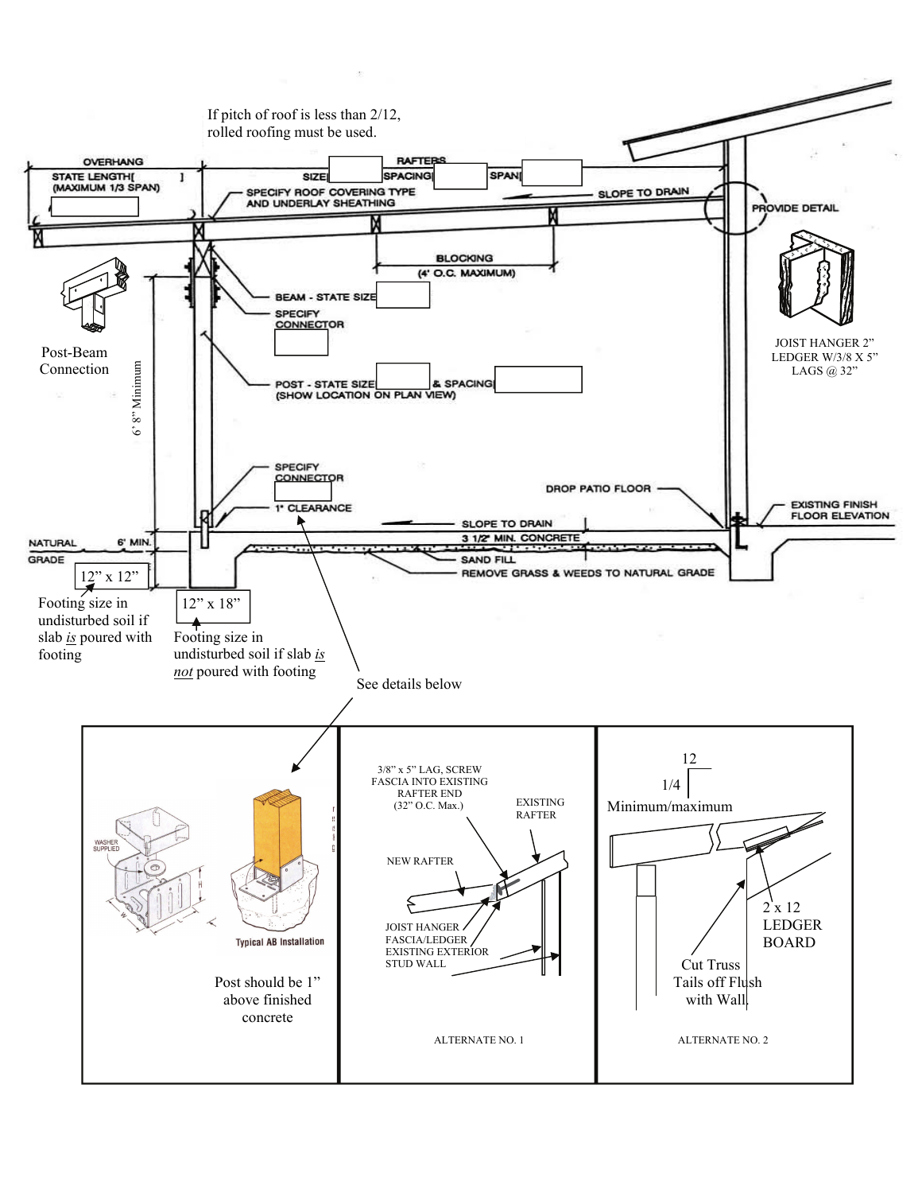If pitch of roof is less than 2/12, rolled roofing must be used.

OVERHANG

STATE LENGTH[ ]
(MAXIMUM 1/3 SPAN)

RAFTERS

SIZE[ ] SPACING[ ] SPAN[ ]

SPECIFY ROOF COVERING TYPE AND UNDERLAY SHEATHING

SLOPE TO DRAIN

PROVIDE DETAIL

BLOCKING
(4' O.C. MAXIMUM)

BEAM - STATE SIZE

SPECIFY CONNECTOR

Post-Beam Connection

6' 8" Minimum

JOIST HANGER 2" LEDGER W/3/8 X 5" LAGS @ 32"

POST - STATE SIZE[ ] & SPACING[ ]
(SHOW LOCATION ON PLAN VIEW)

SPECIFY CONNECTOR

1" CLEARANCE

DROP PATIO FLOOR

EXISTING FINISH FLOOR ELEVATION

SLOPE TO DRAIN

3 1/2" MIN. CONCRETE

NATURAL GRADE

6" MIN.

SAND FILL

REMOVE GRASS & WEEDS TO NATURAL GRADE

12" x 12"

Footing size in undisturbed soil if slab *is* poured with footing

12" x 18"

Footing size in undisturbed soil if slab *is* *not* poured with footing

See details below

WASHER SUPPLIED

Typical AB Installation

Post should be 1" above finished concrete

3/8" x 5" LAG, SCREW FASCIA INTO EXISTING RAFTER END (32" O.C. Max.)

EXISTING RAFTER

NEW RAFTER

JOIST HANGER
FASCIA/LEDGER
EXISTING EXTERIOR STUD WALL

ALTERNATE NO. 1

12

1/4

Minimum/maximum

2 x 12 LEDGER BOARD

Cut Truss Tails off Flush with Wall

ALTERNATE NO. 2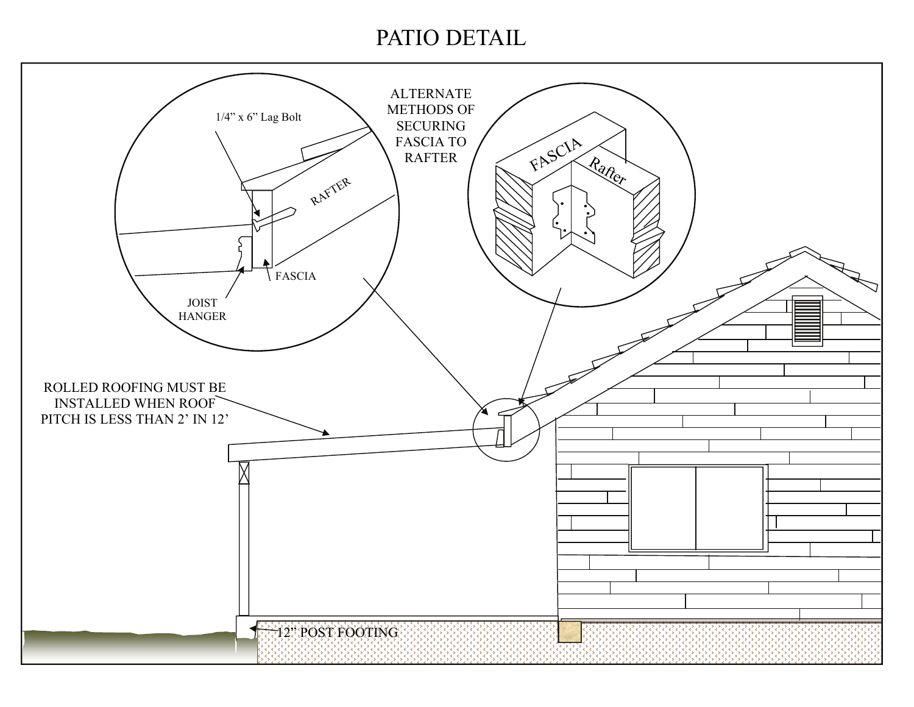# PATIO DETAIL

1/4" x 6" Lag Bolt

RAFTER

JOIST HANGER

FASCIA

ALTERNATE METHODS OF SECURING FASCIA TO RAFTER

FASCIA

Rafter

ROLLED ROOFING MUST BE INSTALLED WHEN ROOF PITCH IS LESS THAN 2' IN 12'

12" POST FOOTING